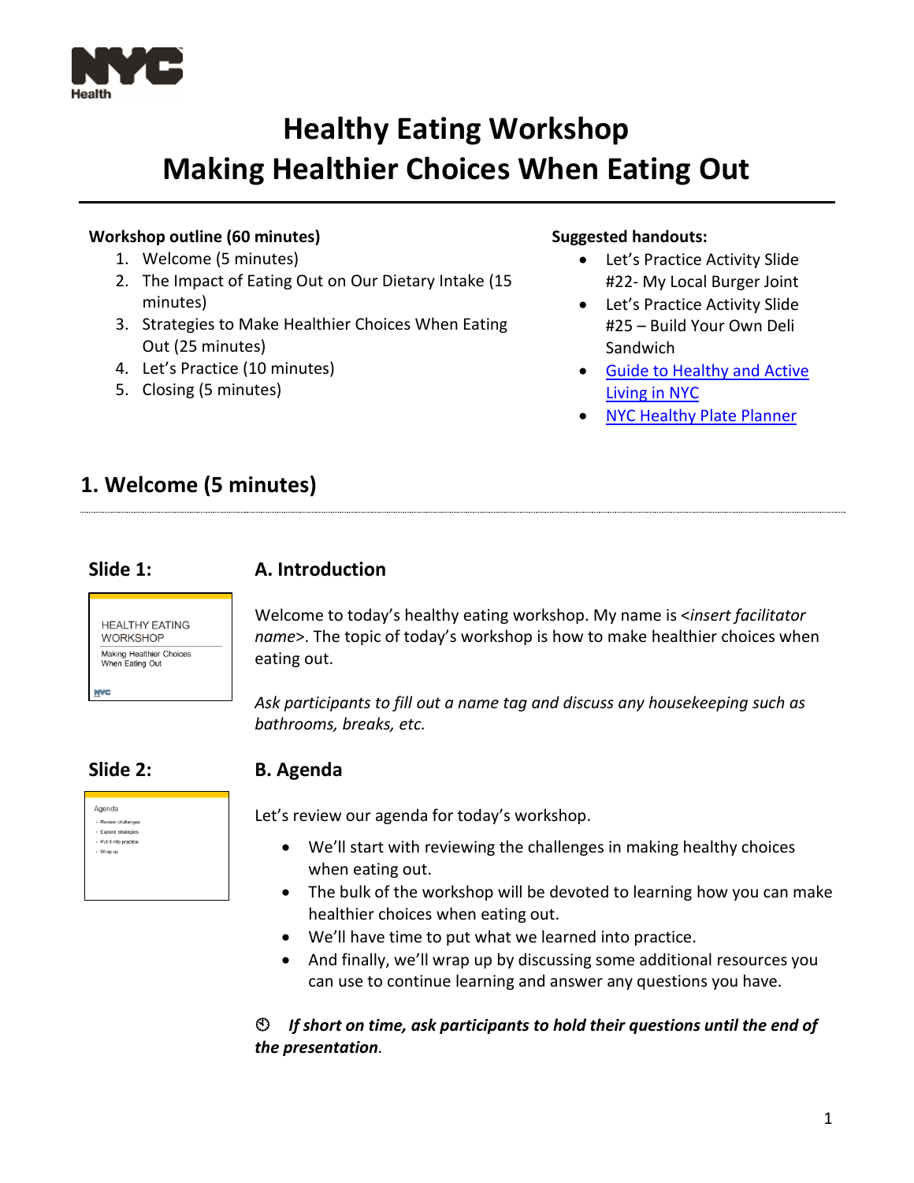# Healthy Eating Workshop
# Making Healthier Choices When Eating Out

**Workshop outline (60 minutes)**

1. Welcome (5 minutes)
2. The Impact of Eating Out on Our Dietary Intake (15 minutes)
3. Strategies to Make Healthier Choices When Eating Out (25 minutes)
4. Let's Practice (10 minutes)
5. Closing (5 minutes)

**Suggested handouts:**

- Let's Practice Activity Slide #22- My Local Burger Joint
- Let's Practice Activity Slide #25 – Build Your Own Deli Sandwich
- Guide to Healthy and Active Living in NYC
- NYC Healthy Plate Planner

## 1. Welcome (5 minutes)

### Slide 1:

HEALTHY EATING WORKSHOP
Making Healthier Choices When Eating Out

### A. Introduction

Welcome to today's healthy eating workshop. My name is <*insert facilitator name*>. The topic of today's workshop is how to make healthier choices when eating out.

*Ask participants to fill out a name tag and discuss any housekeeping such as bathrooms, breaks, etc.*

### Slide 2:

Agenda
- Review challenges
- Explore strategies
- Put it into practice
- Wrap up

### B. Agenda

Let's review our agenda for today's workshop.

- We'll start with reviewing the challenges in making healthy choices when eating out.
- The bulk of the workshop will be devoted to learning how you can make healthier choices when eating out.
- We'll have time to put what we learned into practice.
- And finally, we'll wrap up by discussing some additional resources you can use to continue learning and answer any questions you have.

***If short on time, ask participants to hold their questions until the end of the presentation.***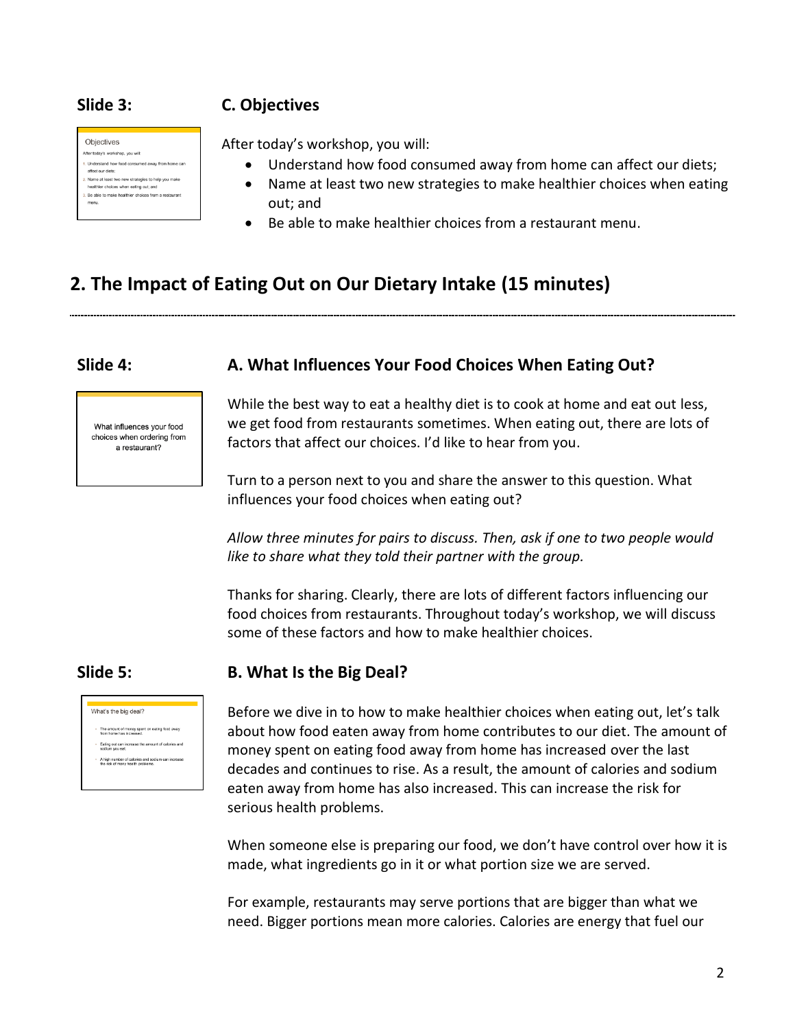**Slide 3:**

### C. Objectives

After today's workshop, you will:

- Understand how food consumed away from home can affect our diets;
- Name at least two new strategies to make healthier choices when eating out; and
- Be able to make healthier choices from a restaurant menu.

## 2. The Impact of Eating Out on Our Dietary Intake (15 minutes)

**Slide 4:**

### A. What Influences Your Food Choices When Eating Out?

While the best way to eat a healthy diet is to cook at home and eat out less, we get food from restaurants sometimes. When eating out, there are lots of factors that affect our choices. I'd like to hear from you.

Turn to a person next to you and share the answer to this question. What influences your food choices when eating out?

*Allow three minutes for pairs to discuss. Then, ask if one to two people would like to share what they told their partner with the group.*

Thanks for sharing. Clearly, there are lots of different factors influencing our food choices from restaurants. Throughout today's workshop, we will discuss some of these factors and how to make healthier choices.

**Slide 5:**

### B. What Is the Big Deal?

Before we dive in to how to make healthier choices when eating out, let's talk about how food eaten away from home contributes to our diet. The amount of money spent on eating food away from home has increased over the last decades and continues to rise. As a result, the amount of calories and sodium eaten away from home has also increased. This can increase the risk for serious health problems.

When someone else is preparing our food, we don't have control over how it is made, what ingredients go in it or what portion size we are served.

For example, restaurants may serve portions that are bigger than what we need. Bigger portions mean more calories. Calories are energy that fuel our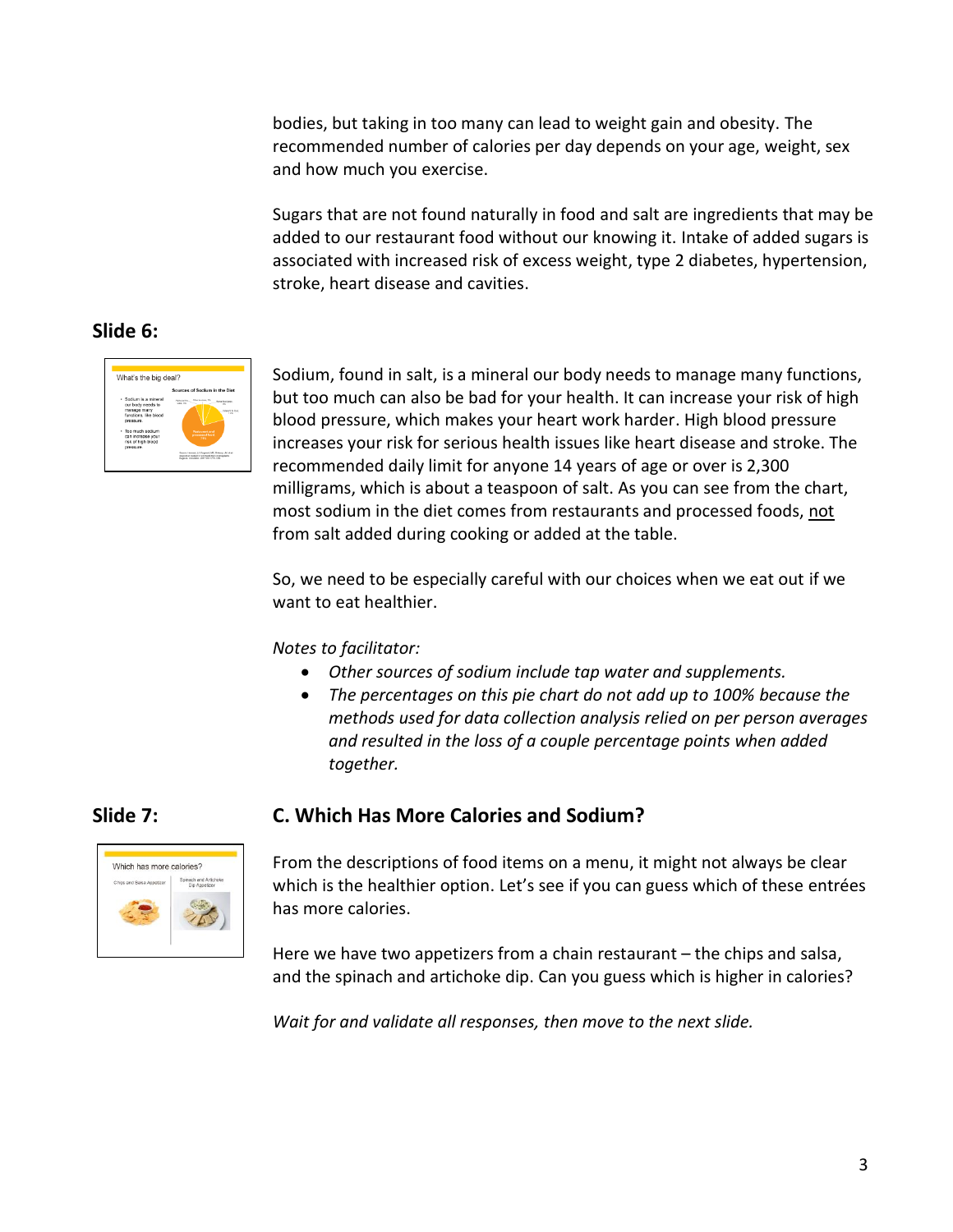bodies, but taking in too many can lead to weight gain and obesity. The recommended number of calories per day depends on your age, weight, sex and how much you exercise.

Sugars that are not found naturally in food and salt are ingredients that may be added to our restaurant food without our knowing it. Intake of added sugars is associated with increased risk of excess weight, type 2 diabetes, hypertension, stroke, heart disease and cavities.

## Slide 6:

Sodium, found in salt, is a mineral our body needs to manage many functions, but too much can also be bad for your health. It can increase your risk of high blood pressure, which makes your heart work harder. High blood pressure increases your risk for serious health issues like heart disease and stroke. The recommended daily limit for anyone 14 years of age or over is 2,300 milligrams, which is about a teaspoon of salt. As you can see from the chart, most sodium in the diet comes from restaurants and processed foods, <u>not</u> from salt added during cooking or added at the table.

So, we need to be especially careful with our choices when we eat out if we want to eat healthier.

*Notes to facilitator:*

- *Other sources of sodium include tap water and supplements.*
- *The percentages on this pie chart do not add up to 100% because the methods used for data collection analysis relied on per person averages and resulted in the loss of a couple percentage points when added together.*

## Slide 7:

## C. Which Has More Calories and Sodium?

From the descriptions of food items on a menu, it might not always be clear which is the healthier option. Let's see if you can guess which of these entrées has more calories.

Here we have two appetizers from a chain restaurant – the chips and salsa, and the spinach and artichoke dip. Can you guess which is higher in calories?

*Wait for and validate all responses, then move to the next slide.*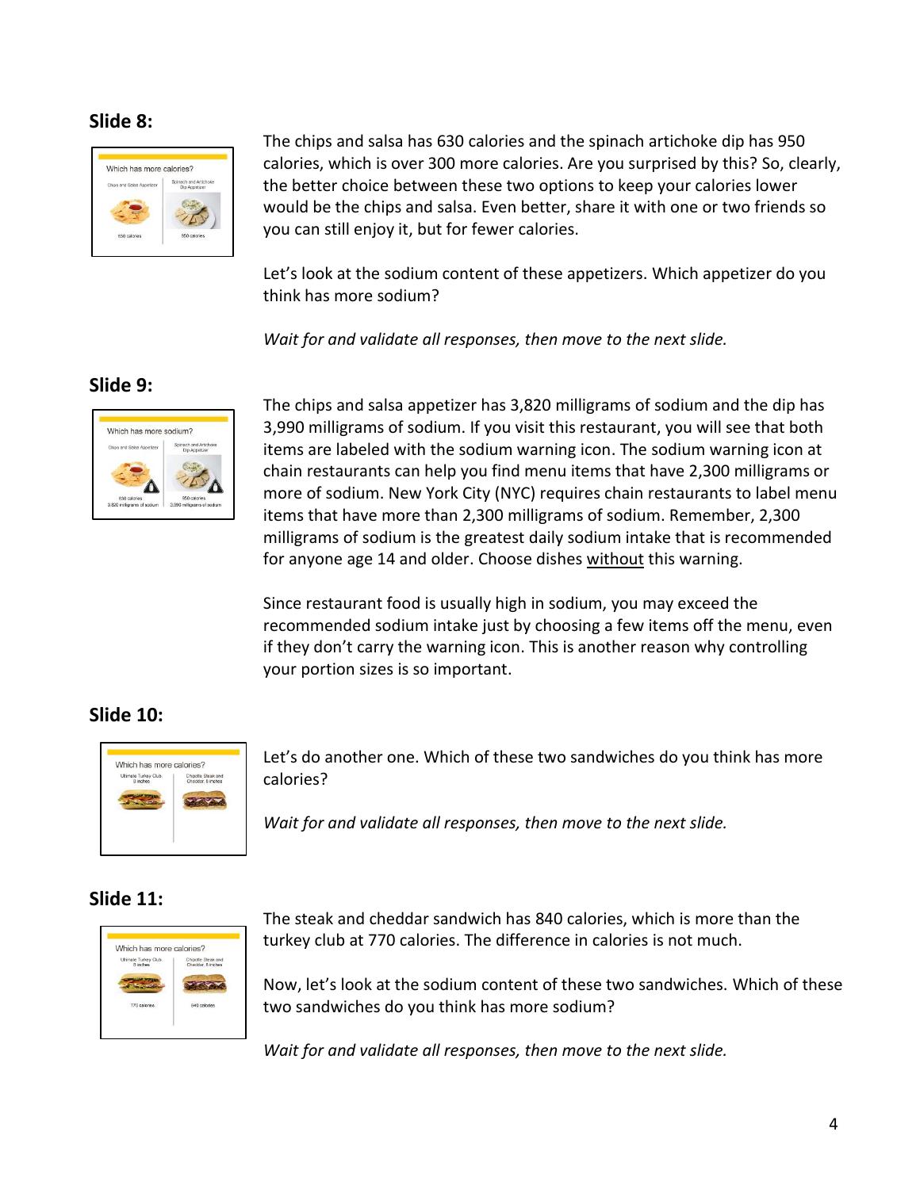## Slide 8:

The chips and salsa has 630 calories and the spinach artichoke dip has 950 calories, which is over 300 more calories. Are you surprised by this? So, clearly, the better choice between these two options to keep your calories lower would be the chips and salsa. Even better, share it with one or two friends so you can still enjoy it, but for fewer calories.

Let's look at the sodium content of these appetizers. Which appetizer do you think has more sodium?

*Wait for and validate all responses, then move to the next slide.*

## Slide 9:

The chips and salsa appetizer has 3,820 milligrams of sodium and the dip has 3,990 milligrams of sodium. If you visit this restaurant, you will see that both items are labeled with the sodium warning icon. The sodium warning icon at chain restaurants can help you find menu items that have 2,300 milligrams or more of sodium. New York City (NYC) requires chain restaurants to label menu items that have more than 2,300 milligrams of sodium. Remember, 2,300 milligrams of sodium is the greatest daily sodium intake that is recommended for anyone age 14 and older. Choose dishes without this warning.

Since restaurant food is usually high in sodium, you may exceed the recommended sodium intake just by choosing a few items off the menu, even if they don't carry the warning icon. This is another reason why controlling your portion sizes is so important.

## Slide 10:

Let's do another one. Which of these two sandwiches do you think has more calories?

*Wait for and validate all responses, then move to the next slide.*

## Slide 11:

The steak and cheddar sandwich has 840 calories, which is more than the turkey club at 770 calories. The difference in calories is not much.

Now, let's look at the sodium content of these two sandwiches. Which of these two sandwiches do you think has more sodium?

*Wait for and validate all responses, then move to the next slide.*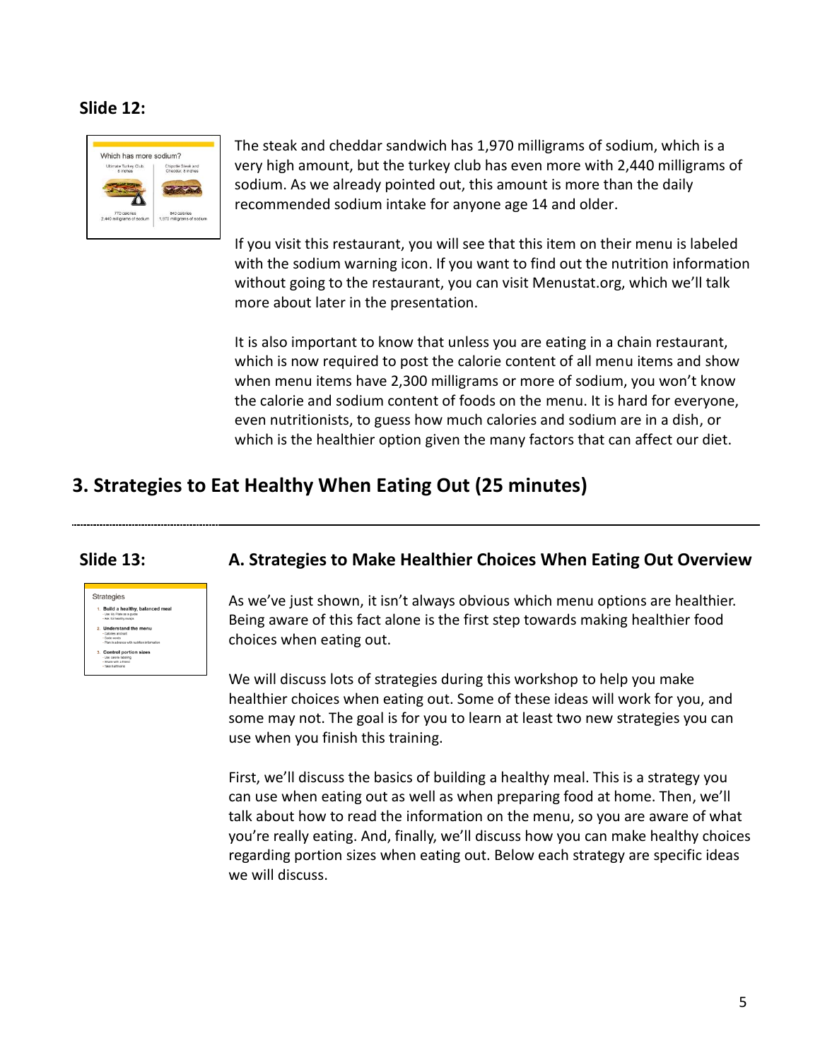**Slide 12:**

The steak and cheddar sandwich has 1,970 milligrams of sodium, which is a very high amount, but the turkey club has even more with 2,440 milligrams of sodium. As we already pointed out, this amount is more than the daily recommended sodium intake for anyone age 14 and older.

If you visit this restaurant, you will see that this item on their menu is labeled with the sodium warning icon. If you want to find out the nutrition information without going to the restaurant, you can visit Menustat.org, which we'll talk more about later in the presentation.

It is also important to know that unless you are eating in a chain restaurant, which is now required to post the calorie content of all menu items and show when menu items have 2,300 milligrams or more of sodium, you won't know the calorie and sodium content of foods on the menu. It is hard for everyone, even nutritionists, to guess how much calories and sodium are in a dish, or which is the healthier option given the many factors that can affect our diet.

## 3. Strategies to Eat Healthy When Eating Out (25 minutes)

**Slide 13:**

### A. Strategies to Make Healthier Choices When Eating Out Overview

As we've just shown, it isn't always obvious which menu options are healthier. Being aware of this fact alone is the first step towards making healthier food choices when eating out.

We will discuss lots of strategies during this workshop to help you make healthier choices when eating out. Some of these ideas will work for you, and some may not. The goal is for you to learn at least two new strategies you can use when you finish this training.

First, we'll discuss the basics of building a healthy meal. This is a strategy you can use when eating out as well as when preparing food at home. Then, we'll talk about how to read the information on the menu, so you are aware of what you're really eating. And, finally, we'll discuss how you can make healthy choices regarding portion sizes when eating out. Below each strategy are specific ideas we will discuss.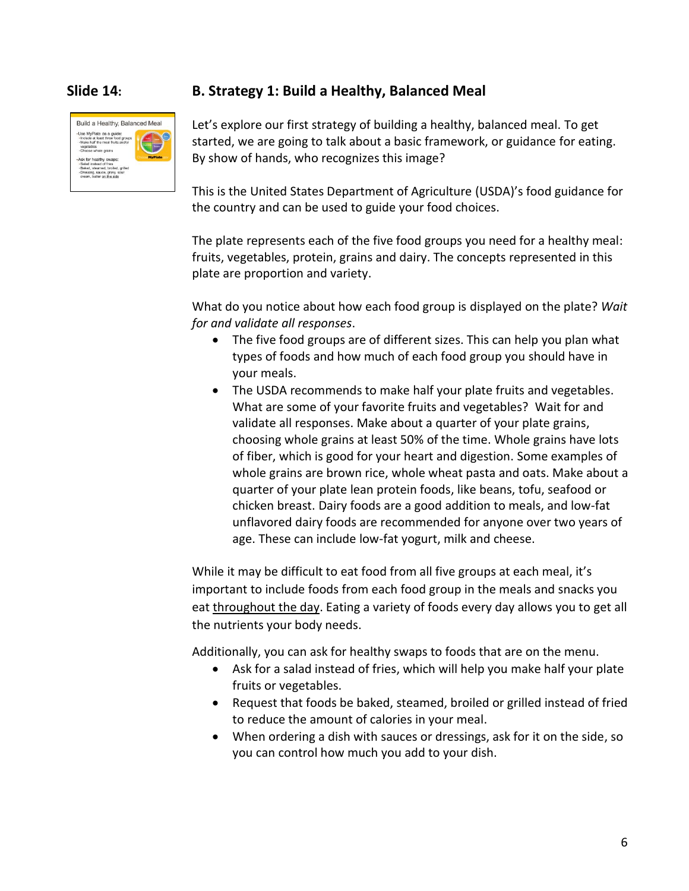**Slide 14:**

## B. Strategy 1: Build a Healthy, Balanced Meal

Let's explore our first strategy of building a healthy, balanced meal. To get started, we are going to talk about a basic framework, or guidance for eating. By show of hands, who recognizes this image?

This is the United States Department of Agriculture (USDA)'s food guidance for the country and can be used to guide your food choices.

The plate represents each of the five food groups you need for a healthy meal: fruits, vegetables, protein, grains and dairy. The concepts represented in this plate are proportion and variety.

What do you notice about how each food group is displayed on the plate? *Wait for and validate all responses*.

- The five food groups are of different sizes. This can help you plan what types of foods and how much of each food group you should have in your meals.
- The USDA recommends to make half your plate fruits and vegetables. What are some of your favorite fruits and vegetables? Wait for and validate all responses. Make about a quarter of your plate grains, choosing whole grains at least 50% of the time. Whole grains have lots of fiber, which is good for your heart and digestion. Some examples of whole grains are brown rice, whole wheat pasta and oats. Make about a quarter of your plate lean protein foods, like beans, tofu, seafood or chicken breast. Dairy foods are a good addition to meals, and low-fat unflavored dairy foods are recommended for anyone over two years of age. These can include low-fat yogurt, milk and cheese.

While it may be difficult to eat food from all five groups at each meal, it's important to include foods from each food group in the meals and snacks you eat <u>throughout the day</u>. Eating a variety of foods every day allows you to get all the nutrients your body needs.

Additionally, you can ask for healthy swaps to foods that are on the menu.

- Ask for a salad instead of fries, which will help you make half your plate fruits or vegetables.
- Request that foods be baked, steamed, broiled or grilled instead of fried to reduce the amount of calories in your meal.
- When ordering a dish with sauces or dressings, ask for it on the side, so you can control how much you add to your dish.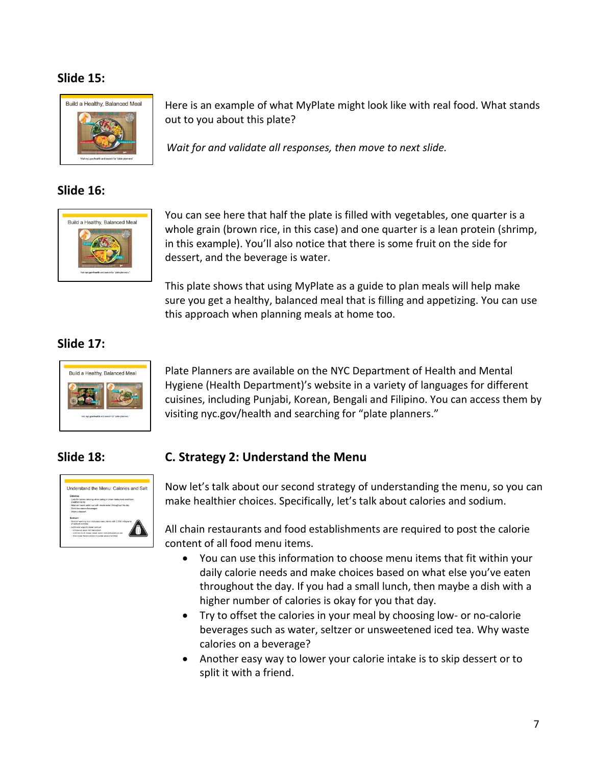### Slide 15:

Here is an example of what MyPlate might look like with real food. What stands out to you about this plate?

*Wait for and validate all responses, then move to next slide.*

### Slide 16:

You can see here that half the plate is filled with vegetables, one quarter is a whole grain (brown rice, in this case) and one quarter is a lean protein (shrimp, in this example). You'll also notice that there is some fruit on the side for dessert, and the beverage is water.

This plate shows that using MyPlate as a guide to plan meals will help make sure you get a healthy, balanced meal that is filling and appetizing. You can use this approach when planning meals at home too.

### Slide 17:

Plate Planners are available on the NYC Department of Health and Mental Hygiene (Health Department)'s website in a variety of languages for different cuisines, including Punjabi, Korean, Bengali and Filipino. You can access them by visiting nyc.gov/health and searching for "plate planners."

### Slide 18:

## C. Strategy 2: Understand the Menu

Now let's talk about our second strategy of understanding the menu, so you can make healthier choices. Specifically, let's talk about calories and sodium.

All chain restaurants and food establishments are required to post the calorie content of all food menu items.

- You can use this information to choose menu items that fit within your daily calorie needs and make choices based on what else you've eaten throughout the day. If you had a small lunch, then maybe a dish with a higher number of calories is okay for you that day.
- Try to offset the calories in your meal by choosing low- or no-calorie beverages such as water, seltzer or unsweetened iced tea. Why waste calories on a beverage?
- Another easy way to lower your calorie intake is to skip dessert or to split it with a friend.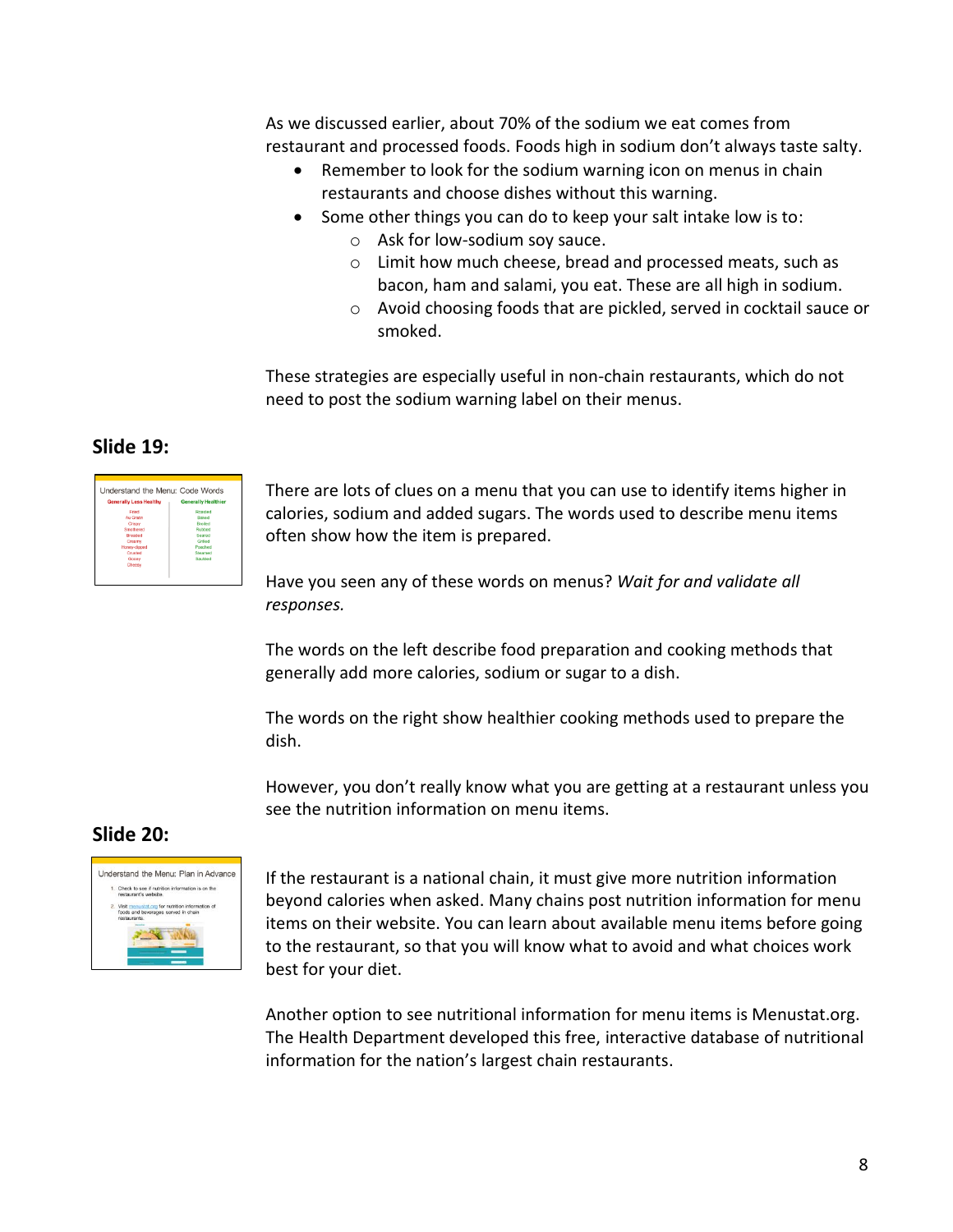As we discussed earlier, about 70% of the sodium we eat comes from restaurant and processed foods. Foods high in sodium don't always taste salty.

- Remember to look for the sodium warning icon on menus in chain restaurants and choose dishes without this warning.
- Some other things you can do to keep your salt intake low is to:
  - Ask for low-sodium soy sauce.
  - Limit how much cheese, bread and processed meats, such as bacon, ham and salami, you eat. These are all high in sodium.
  - Avoid choosing foods that are pickled, served in cocktail sauce or smoked.

These strategies are especially useful in non-chain restaurants, which do not need to post the sodium warning label on their menus.

## Slide 19:

There are lots of clues on a menu that you can use to identify items higher in calories, sodium and added sugars. The words used to describe menu items often show how the item is prepared.

Have you seen any of these words on menus? *Wait for and validate all responses.*

The words on the left describe food preparation and cooking methods that generally add more calories, sodium or sugar to a dish.

The words on the right show healthier cooking methods used to prepare the dish.

However, you don't really know what you are getting at a restaurant unless you see the nutrition information on menu items.

## Slide 20:

If the restaurant is a national chain, it must give more nutrition information beyond calories when asked. Many chains post nutrition information for menu items on their website. You can learn about available menu items before going to the restaurant, so that you will know what to avoid and what choices work best for your diet.

Another option to see nutritional information for menu items is Menustat.org. The Health Department developed this free, interactive database of nutritional information for the nation's largest chain restaurants.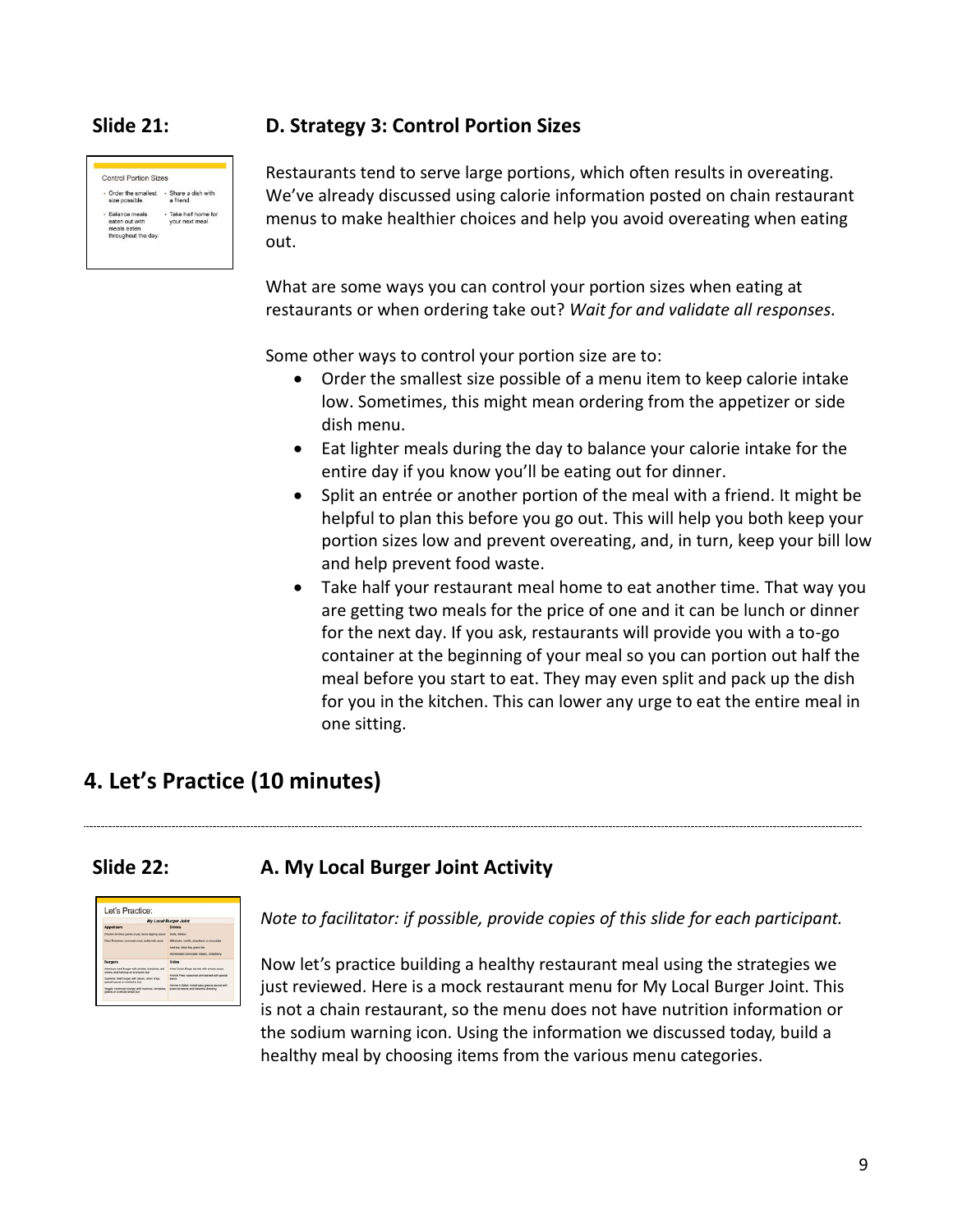**Slide 21:**

### D. Strategy 3: Control Portion Sizes

Restaurants tend to serve large portions, which often results in overeating. We've already discussed using calorie information posted on chain restaurant menus to make healthier choices and help you avoid overeating when eating out.

What are some ways you can control your portion sizes when eating at restaurants or when ordering take out? *Wait for and validate all responses.*

Some other ways to control your portion size are to:

- Order the smallest size possible of a menu item to keep calorie intake low. Sometimes, this might mean ordering from the appetizer or side dish menu.
- Eat lighter meals during the day to balance your calorie intake for the entire day if you know you'll be eating out for dinner.
- Split an entrée or another portion of the meal with a friend. It might be helpful to plan this before you go out. This will help you both keep your portion sizes low and prevent overeating, and, in turn, keep your bill low and help prevent food waste.
- Take half your restaurant meal home to eat another time. That way you are getting two meals for the price of one and it can be lunch or dinner for the next day. If you ask, restaurants will provide you with a to-go container at the beginning of your meal so you can portion out half the meal before you start to eat. They may even split and pack up the dish for you in the kitchen. This can lower any urge to eat the entire meal in one sitting.

## 4. Let's Practice (10 minutes)

**Slide 22:**

### A. My Local Burger Joint Activity

*Note to facilitator: if possible, provide copies of this slide for each participant.*

Now let's practice building a healthy restaurant meal using the strategies we just reviewed. Here is a mock restaurant menu for My Local Burger Joint. This is not a chain restaurant, so the menu does not have nutrition information or the sodium warning icon. Using the information we discussed today, build a healthy meal by choosing items from the various menu categories.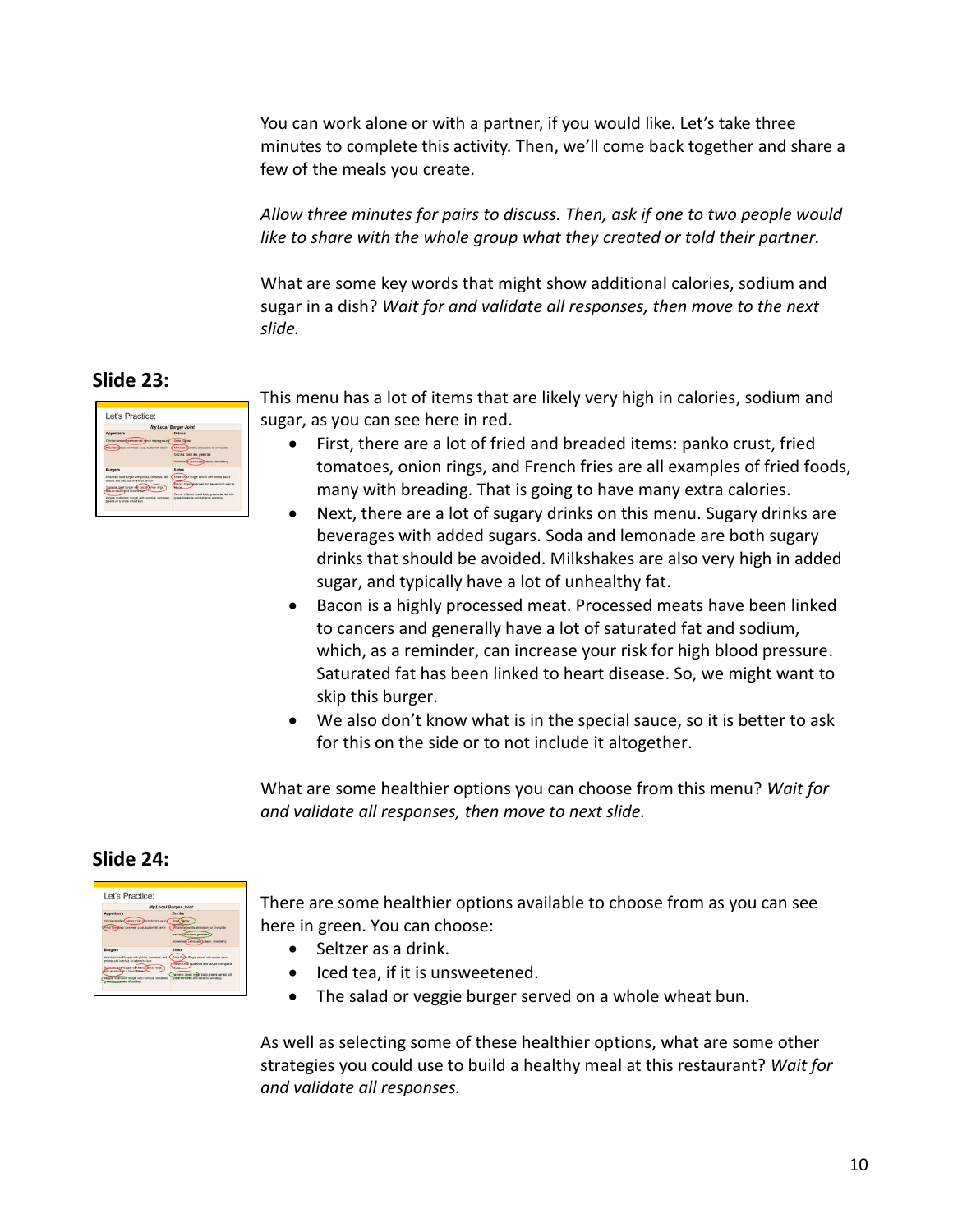You can work alone or with a partner, if you would like. Let's take three minutes to complete this activity. Then, we'll come back together and share a few of the meals you create.

*Allow three minutes for pairs to discuss. Then, ask if one to two people would like to share with the whole group what they created or told their partner.*

What are some key words that might show additional calories, sodium and sugar in a dish? *Wait for and validate all responses, then move to the next slide.*

## Slide 23:

This menu has a lot of items that are likely very high in calories, sodium and sugar, as you can see here in red.

- First, there are a lot of fried and breaded items: panko crust, fried tomatoes, onion rings, and French fries are all examples of fried foods, many with breading. That is going to have many extra calories.
- Next, there are a lot of sugary drinks on this menu. Sugary drinks are beverages with added sugars. Soda and lemonade are both sugary drinks that should be avoided. Milkshakes are also very high in added sugar, and typically have a lot of unhealthy fat.
- Bacon is a highly processed meat. Processed meats have been linked to cancers and generally have a lot of saturated fat and sodium, which, as a reminder, can increase your risk for high blood pressure. Saturated fat has been linked to heart disease. So, we might want to skip this burger.
- We also don't know what is in the special sauce, so it is better to ask for this on the side or to not include it altogether.

What are some healthier options you can choose from this menu? *Wait for and validate all responses, then move to next slide.*

## Slide 24:

There are some healthier options available to choose from as you can see here in green. You can choose:

- Seltzer as a drink.
- Iced tea, if it is unsweetened.
- The salad or veggie burger served on a whole wheat bun.

As well as selecting some of these healthier options, what are some other strategies you could use to build a healthy meal at this restaurant? *Wait for and validate all responses.*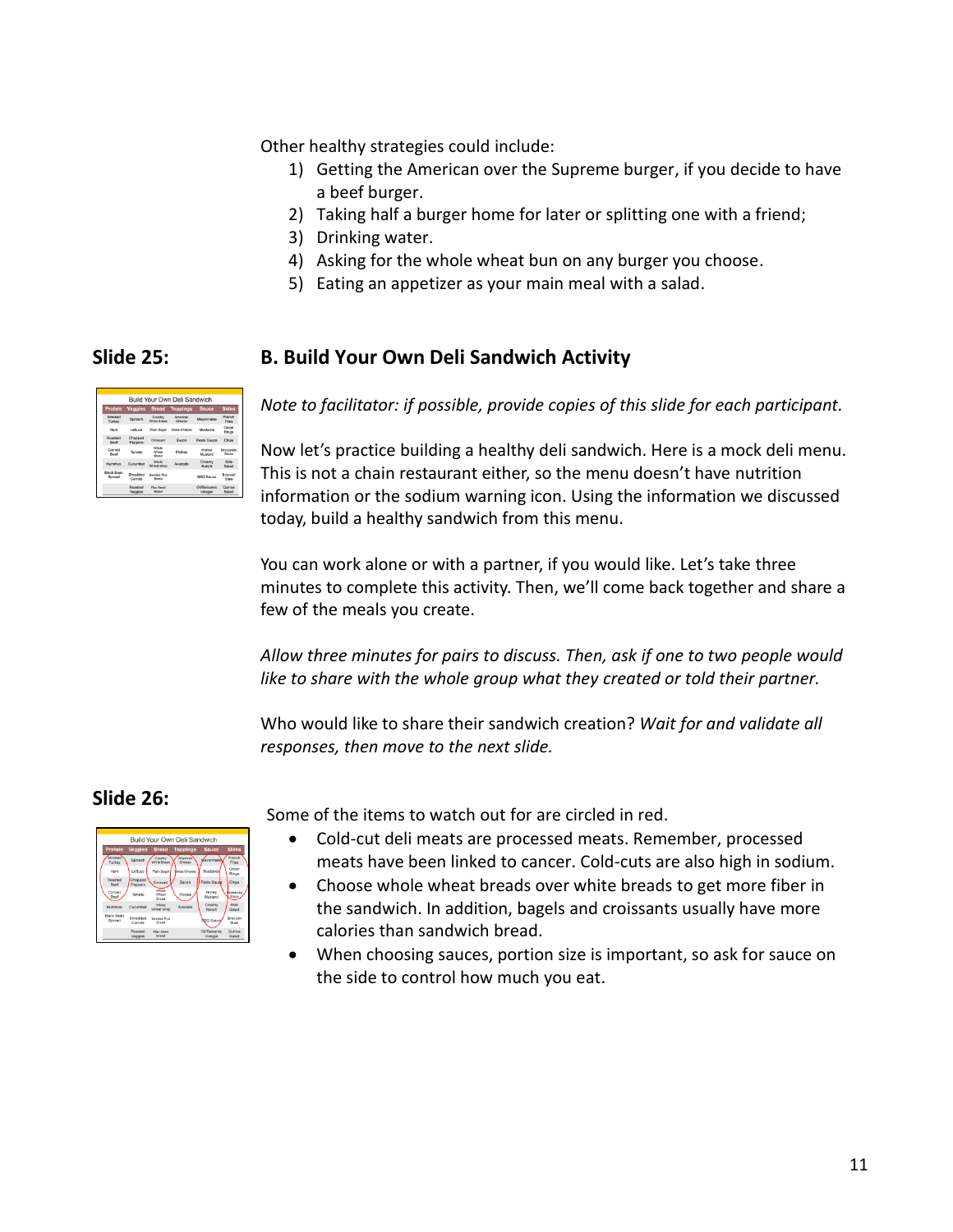Other healthy strategies could include:

1) Getting the American over the Supreme burger, if you decide to have a beef burger.
2) Taking half a burger home for later or splitting one with a friend;
3) Drinking water.
4) Asking for the whole wheat bun on any burger you choose.
5) Eating an appetizer as your main meal with a salad.

**Slide 25:**

## B. Build Your Own Deli Sandwich Activity

*Note to facilitator: if possible, provide copies of this slide for each participant.*

Now let's practice building a healthy deli sandwich. Here is a mock deli menu. This is not a chain restaurant either, so the menu doesn't have nutrition information or the sodium warning icon. Using the information we discussed today, build a healthy sandwich from this menu.

You can work alone or with a partner, if you would like. Let's take three minutes to complete this activity. Then, we'll come back together and share a few of the meals you create.

*Allow three minutes for pairs to discuss. Then, ask if one to two people would like to share with the whole group what they created or told their partner.*

Who would like to share their sandwich creation? *Wait for and validate all responses, then move to the next slide.*

**Slide 26:**

Some of the items to watch out for are circled in red.

- Cold-cut deli meats are processed meats. Remember, processed meats have been linked to cancer. Cold-cuts are also high in sodium.
- Choose whole wheat breads over white breads to get more fiber in the sandwich. In addition, bagels and croissants usually have more calories than sandwich bread.
- When choosing sauces, portion size is important, so ask for sauce on the side to control how much you eat.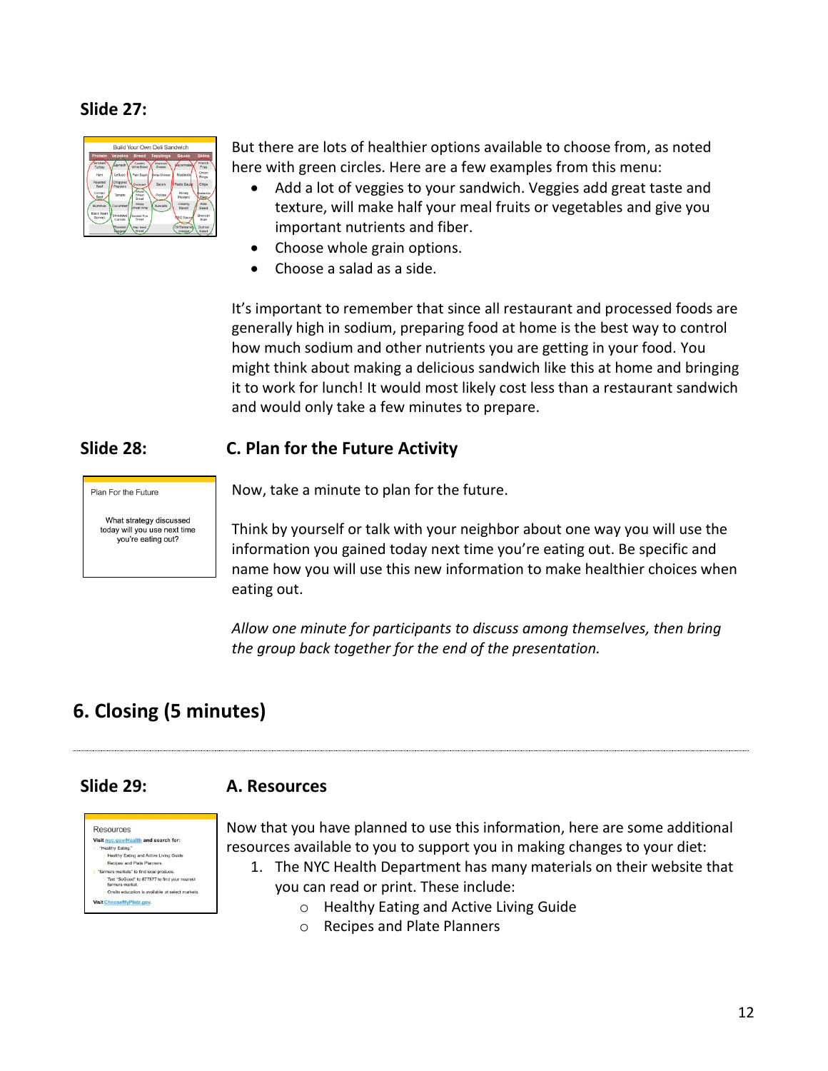**Slide 27:**

But there are lots of healthier options available to choose from, as noted here with green circles. Here are a few examples from this menu:

- Add a lot of veggies to your sandwich. Veggies add great taste and texture, will make half your meal fruits or vegetables and give you important nutrients and fiber.
- Choose whole grain options.
- Choose a salad as a side.

It's important to remember that since all restaurant and processed foods are generally high in sodium, preparing food at home is the best way to control how much sodium and other nutrients you are getting in your food. You might think about making a delicious sandwich like this at home and bringing it to work for lunch! It would most likely cost less than a restaurant sandwich and would only take a few minutes to prepare.

**Slide 28:** **C. Plan for the Future Activity**

Now, take a minute to plan for the future.

Think by yourself or talk with your neighbor about one way you will use the information you gained today next time you're eating out. Be specific and name how you will use this new information to make healthier choices when eating out.

*Allow one minute for participants to discuss among themselves, then bring the group back together for the end of the presentation.*

## 6. Closing (5 minutes)

**Slide 29:** **A. Resources**

Now that you have planned to use this information, here are some additional resources available to you to support you in making changes to your diet:

1. The NYC Health Department has many materials on their website that you can read or print. These include:
   - Healthy Eating and Active Living Guide
   - Recipes and Plate Planners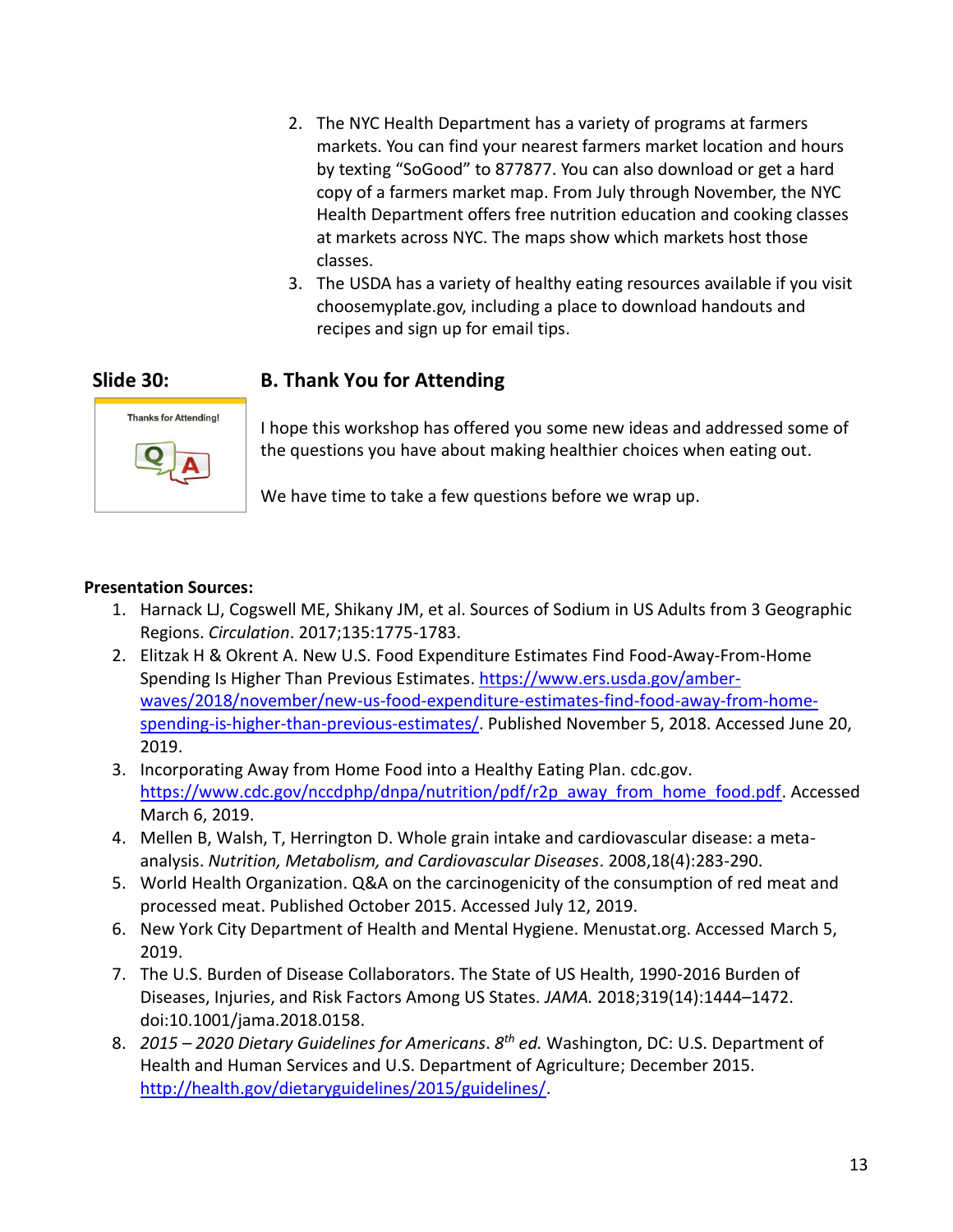2. The NYC Health Department has a variety of programs at farmers markets. You can find your nearest farmers market location and hours by texting "SoGood" to 877877. You can also download or get a hard copy of a farmers market map. From July through November, the NYC Health Department offers free nutrition education and cooking classes at markets across NYC. The maps show which markets host those classes.
3. The USDA has a variety of healthy eating resources available if you visit choosemyplate.gov, including a place to download handouts and recipes and sign up for email tips.

**Slide 30:**

Thanks for Attending!

Q A

### B. Thank You for Attending

I hope this workshop has offered you some new ideas and addressed some of the questions you have about making healthier choices when eating out.

We have time to take a few questions before we wrap up.

**Presentation Sources:**

1. Harnack LJ, Cogswell ME, Shikany JM, et al. Sources of Sodium in US Adults from 3 Geographic Regions. *Circulation*. 2017;135:1775-1783.
2. Elitzak H & Okrent A. New U.S. Food Expenditure Estimates Find Food-Away-From-Home Spending Is Higher Than Previous Estimates. https://www.ers.usda.gov/amber-waves/2018/november/new-us-food-expenditure-estimates-find-food-away-from-home-spending-is-higher-than-previous-estimates/. Published November 5, 2018. Accessed June 20, 2019.
3. Incorporating Away from Home Food into a Healthy Eating Plan. cdc.gov. https://www.cdc.gov/nccdphp/dnpa/nutrition/pdf/r2p_away_from_home_food.pdf. Accessed March 6, 2019.
4. Mellen B, Walsh, T, Herrington D. Whole grain intake and cardiovascular disease: a meta-analysis. *Nutrition, Metabolism, and Cardiovascular Diseases*. 2008,18(4):283-290.
5. World Health Organization. Q&A on the carcinogenicity of the consumption of red meat and processed meat. Published October 2015. Accessed July 12, 2019.
6. New York City Department of Health and Mental Hygiene. Menustat.org. Accessed March 5, 2019.
7. The U.S. Burden of Disease Collaborators. The State of US Health, 1990-2016 Burden of Diseases, Injuries, and Risk Factors Among US States. *JAMA.* 2018;319(14):1444–1472. doi:10.1001/jama.2018.0158.
8. *2015 – 2020 Dietary Guidelines for Americans*. *8th ed.* Washington, DC: U.S. Department of Health and Human Services and U.S. Department of Agriculture; December 2015. http://health.gov/dietaryguidelines/2015/guidelines/.